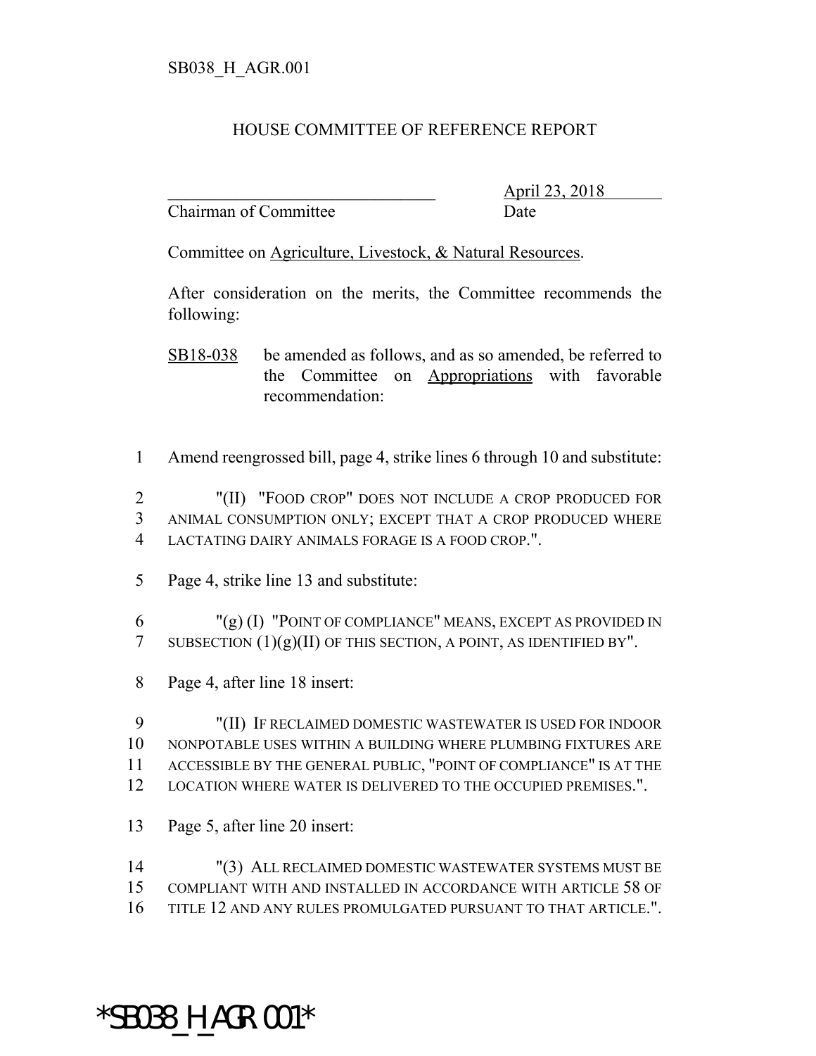SB038_H_AGR.001

HOUSE COMMITTEE OF REFERENCE REPORT

_______________________________ April 23, 2018

Chairman of Committee Date

Committee on Agriculture, Livestock, & Natural Resources.

After consideration on the merits, the Committee recommends the following:

SB18-038 be amended as follows, and as so amended, be referred to the Committee on Appropriations with favorable recommendation:

1 Amend reengrossed bill, page 4, strike lines 6 through 10 and substitute:

2 "(II) "FOOD CROP" DOES NOT INCLUDE A CROP PRODUCED FOR
3 ANIMAL CONSUMPTION ONLY; EXCEPT THAT A CROP PRODUCED WHERE
4 LACTATING DAIRY ANIMALS FORAGE IS A FOOD CROP.".

5 Page 4, strike line 13 and substitute:

6 "(g) (I) "POINT OF COMPLIANCE" MEANS, EXCEPT AS PROVIDED IN
7 SUBSECTION (1)(g)(II) OF THIS SECTION, A POINT, AS IDENTIFIED BY".

8 Page 4, after line 18 insert:

9 "(II) IF RECLAIMED DOMESTIC WASTEWATER IS USED FOR INDOOR
10 NONPOTABLE USES WITHIN A BUILDING WHERE PLUMBING FIXTURES ARE
11 ACCESSIBLE BY THE GENERAL PUBLIC, "POINT OF COMPLIANCE" IS AT THE
12 LOCATION WHERE WATER IS DELIVERED TO THE OCCUPIED PREMISES.".

13 Page 5, after line 20 insert:

14 "(3) ALL RECLAIMED DOMESTIC WASTEWATER SYSTEMS MUST BE
15 COMPLIANT WITH AND INSTALLED IN ACCORDANCE WITH ARTICLE 58 OF
16 TITLE 12 AND ANY RULES PROMULGATED PURSUANT TO THAT ARTICLE.".

*SB038_H_AGR.001*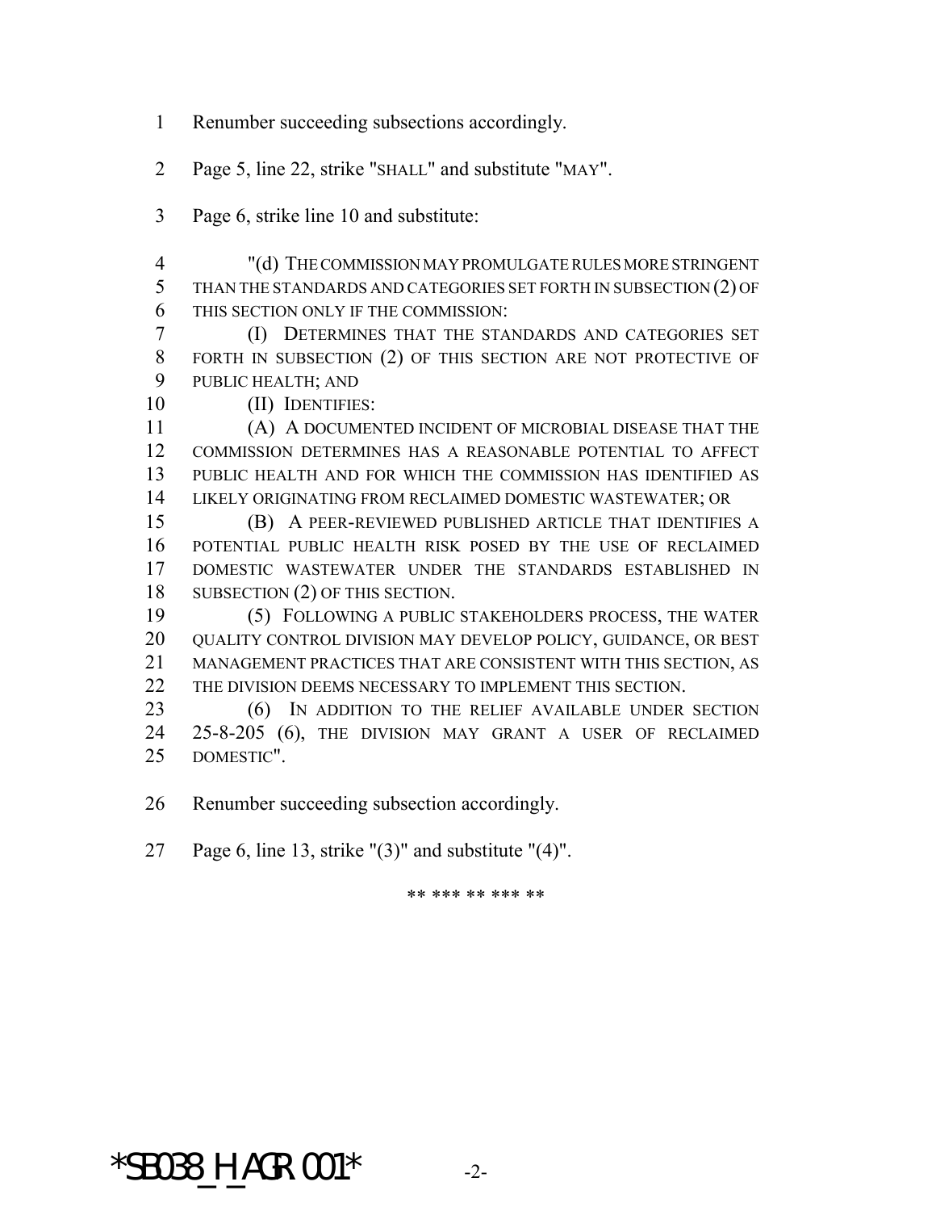Renumber succeeding subsections accordingly.

Page 5, line 22, strike "SHALL" and substitute "MAY".

Page 6, strike line 10 and substitute:

"(d) THE COMMISSION MAY PROMULGATE RULES MORE STRINGENT THAN THE STANDARDS AND CATEGORIES SET FORTH IN SUBSECTION (2) OF THIS SECTION ONLY IF THE COMMISSION:

(I) DETERMINES THAT THE STANDARDS AND CATEGORIES SET FORTH IN SUBSECTION (2) OF THIS SECTION ARE NOT PROTECTIVE OF PUBLIC HEALTH; AND

(II) IDENTIFIES:

(A) A DOCUMENTED INCIDENT OF MICROBIAL DISEASE THAT THE COMMISSION DETERMINES HAS A REASONABLE POTENTIAL TO AFFECT PUBLIC HEALTH AND FOR WHICH THE COMMISSION HAS IDENTIFIED AS LIKELY ORIGINATING FROM RECLAIMED DOMESTIC WASTEWATER; OR

(B) A PEER-REVIEWED PUBLISHED ARTICLE THAT IDENTIFIES A POTENTIAL PUBLIC HEALTH RISK POSED BY THE USE OF RECLAIMED DOMESTIC WASTEWATER UNDER THE STANDARDS ESTABLISHED IN SUBSECTION (2) OF THIS SECTION.

(5) FOLLOWING A PUBLIC STAKEHOLDERS PROCESS, THE WATER QUALITY CONTROL DIVISION MAY DEVELOP POLICY, GUIDANCE, OR BEST MANAGEMENT PRACTICES THAT ARE CONSISTENT WITH THIS SECTION, AS THE DIVISION DEEMS NECESSARY TO IMPLEMENT THIS SECTION.

(6) IN ADDITION TO THE RELIEF AVAILABLE UNDER SECTION 25-8-205 (6), THE DIVISION MAY GRANT A USER OF RECLAIMED DOMESTIC".

Renumber succeeding subsection accordingly.

Page 6, line 13, strike "(3)" and substitute "(4)".

** *** ** *** **

*SB038_H_AGR.001*